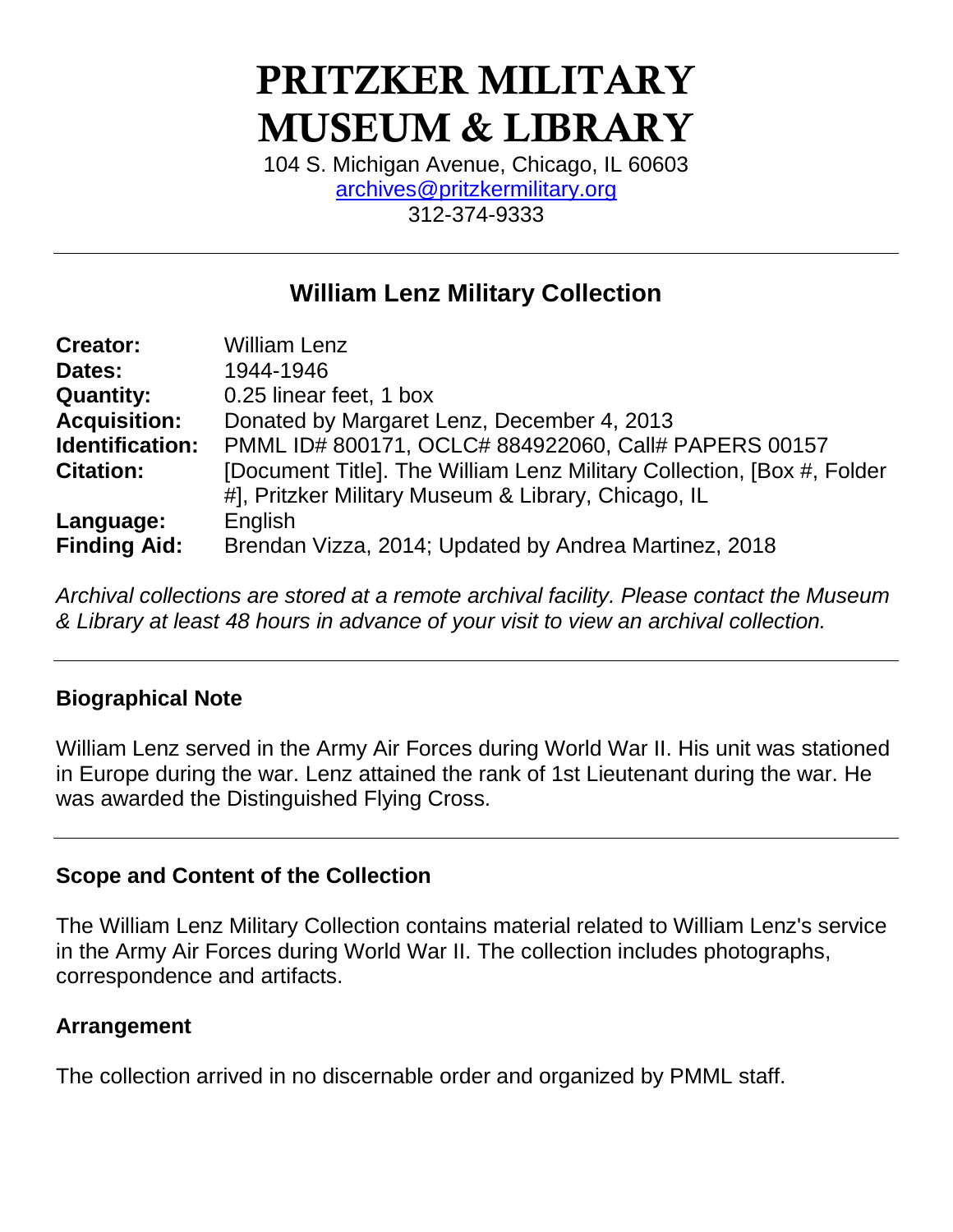# PRITZKER MILITARY MUSEUM & LIBRARY

104 S. Michigan Avenue, Chicago, IL 60603
archives@pritzkermilitary.org
312-374-9333

---

## William Lenz Military Collection

| | |
|---|---|
| **Creator:** | William Lenz |
| **Dates:** | 1944-1946 |
| **Quantity:** | 0.25 linear feet, 1 box |
| **Acquisition:** | Donated by Margaret Lenz, December 4, 2013 |
| **Identification:** | PMML ID# 800171, OCLC# 884922060, Call# PAPERS 00157 |
| **Citation:** | [Document Title]. The William Lenz Military Collection, [Box #, Folder #], Pritzker Military Museum & Library, Chicago, IL |
| **Language:** | English |
| **Finding Aid:** | Brendan Vizza, 2014; Updated by Andrea Martinez, 2018 |

*Archival collections are stored at a remote archival facility. Please contact the Museum & Library at least 48 hours in advance of your visit to view an archival collection.*

---

### Biographical Note

William Lenz served in the Army Air Forces during World War II. His unit was stationed in Europe during the war. Lenz attained the rank of 1st Lieutenant during the war. He was awarded the Distinguished Flying Cross.

---

### Scope and Content of the Collection

The William Lenz Military Collection contains material related to William Lenz's service in the Army Air Forces during World War II. The collection includes photographs, correspondence and artifacts.

### Arrangement

The collection arrived in no discernable order and organized by PMML staff.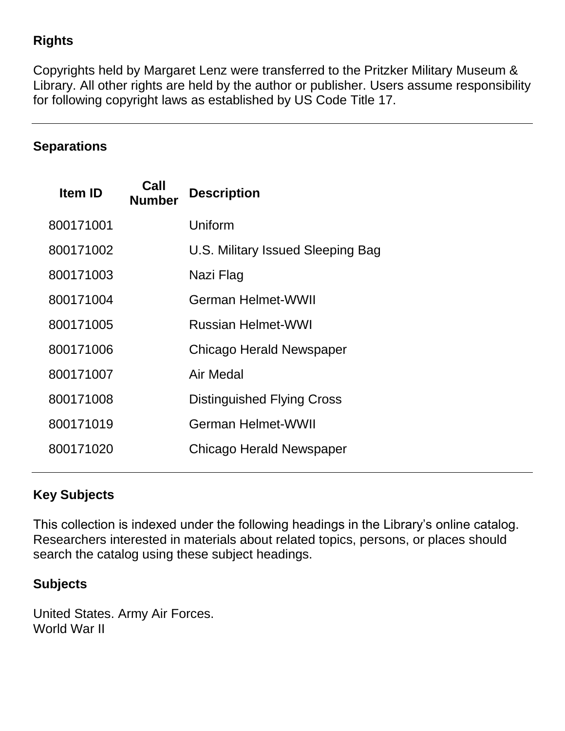## Rights

Copyrights held by Margaret Lenz were transferred to the Pritzker Military Museum & Library. All other rights are held by the author or publisher. Users assume responsibility for following copyright laws as established by US Code Title 17.

---

## Separations

| Item ID | Call Number | Description |
|---|---|---|
| 800171001 | | Uniform |
| 800171002 | | U.S. Military Issued Sleeping Bag |
| 800171003 | | Nazi Flag |
| 800171004 | | German Helmet-WWII |
| 800171005 | | Russian Helmet-WWI |
| 800171006 | | Chicago Herald Newspaper |
| 800171007 | | Air Medal |
| 800171008 | | Distinguished Flying Cross |
| 800171019 | | German Helmet-WWII |
| 800171020 | | Chicago Herald Newspaper |

---

## Key Subjects

This collection is indexed under the following headings in the Library's online catalog. Researchers interested in materials about related topics, persons, or places should search the catalog using these subject headings.

### Subjects

United States. Army Air Forces.
World War II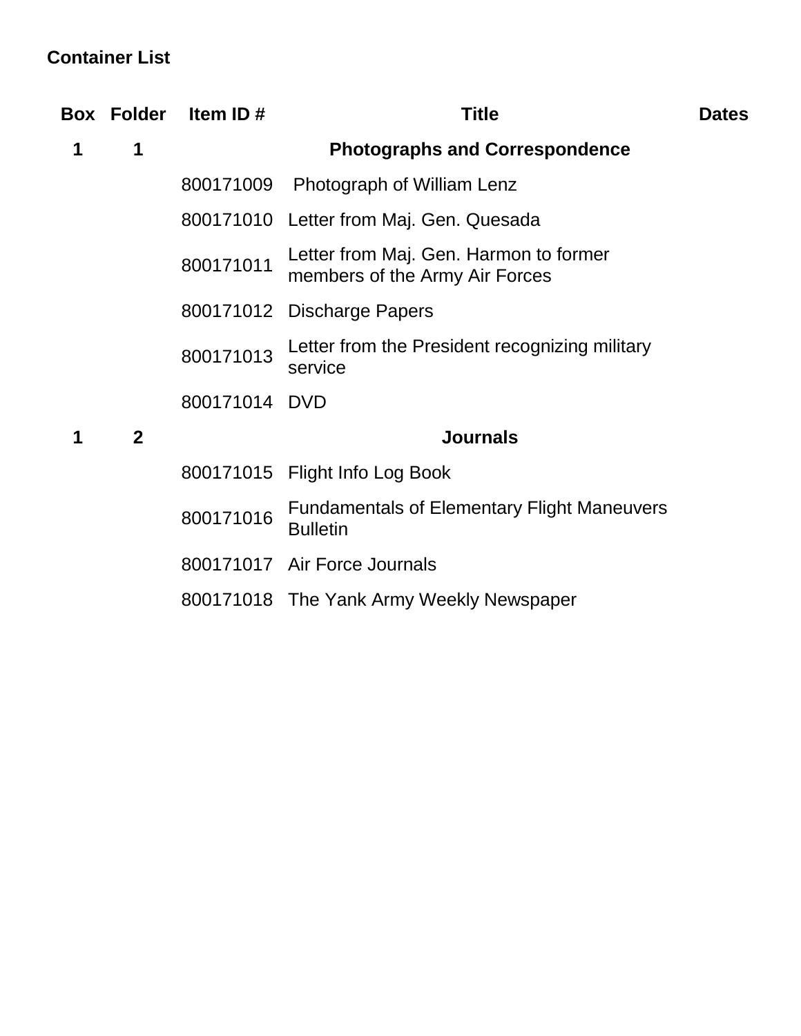## Container List

| Box | Folder | Item ID # | Title | Dates |
| --- | --- | --- | --- | --- |
| **1** | **1** | | **Photographs and Correspondence** | |
| | | 800171009 | Photograph of William Lenz | |
| | | 800171010 | Letter from Maj. Gen. Quesada | |
| | | 800171011 | Letter from Maj. Gen. Harmon to former members of the Army Air Forces | |
| | | 800171012 | Discharge Papers | |
| | | 800171013 | Letter from the President recognizing military service | |
| | | 800171014 | DVD | |
| **1** | **2** | | **Journals** | |
| | | 800171015 | Flight Info Log Book | |
| | | 800171016 | Fundamentals of Elementary Flight Maneuvers Bulletin | |
| | | 800171017 | Air Force Journals | |
| | | 800171018 | The Yank Army Weekly Newspaper | |